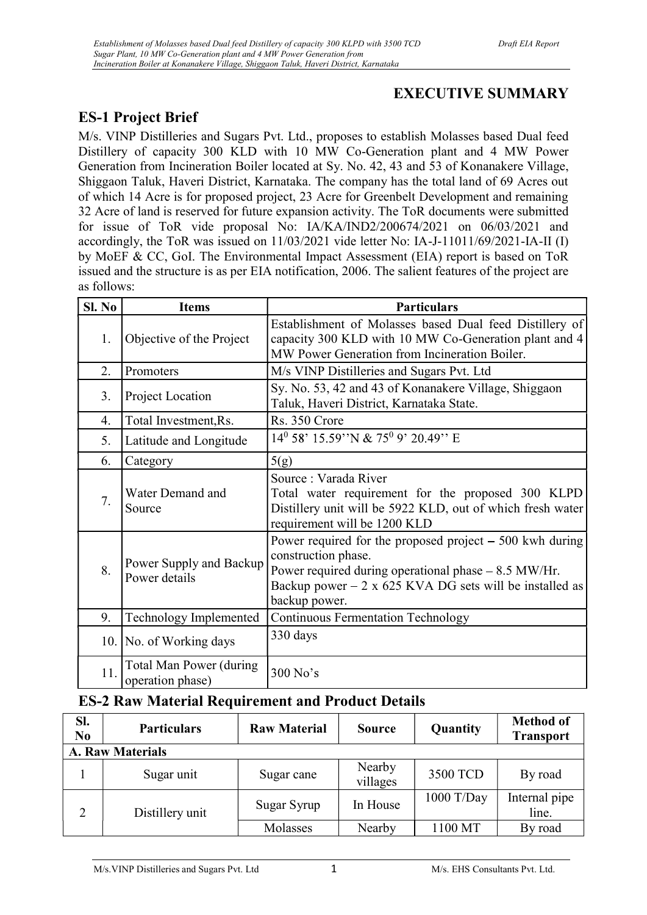# EXECUTIVE SUMMARY

## ES-1 Project Brief

M/s. VINP Distilleries and Sugars Pvt. Ltd., proposes to establish Molasses based Dual feed Distillery of capacity 300 KLD with 10 MW Co-Generation plant and 4 MW Power Generation from Incineration Boiler located at Sy. No. 42, 43 and 53 of Konanakere Village, Shiggaon Taluk, Haveri District, Karnataka. The company has the total land of 69 Acres out of which 14 Acre is for proposed project, 23 Acre for Greenbelt Development and remaining 32 Acre of land is reserved for future expansion activity. The ToR documents were submitted for issue of ToR vide proposal No: IA/KA/IND2/200674/2021 on 06/03/2021 and accordingly, the ToR was issued on 11/03/2021 vide letter No: IA-J-11011/69/2021-IA-II (I) by MoEF & CC, GoI. The Environmental Impact Assessment (EIA) report is based on ToR issued and the structure is as per EIA notification, 2006. The salient features of the project are as follows:

| Sl. No | Items | Particulars |
|---|---|---|
| 1. | Objective of the Project | Establishment of Molasses based Dual feed Distillery of capacity 300 KLD with 10 MW Co-Generation plant and 4 MW Power Generation from Incineration Boiler. |
| 2. | Promoters | M/s VINP Distilleries and Sugars Pvt. Ltd |
| 3. | Project Location | Sy. No. 53, 42 and 43 of Konanakere Village, Shiggaon Taluk, Haveri District, Karnataka State. |
| 4. | Total Investment,Rs. | Rs. 350 Crore |
| 5. | Latitude and Longitude | $14^0$ 58' 15.59''N & $75^0$ 9' 20.49'' E |
| 6. | Category | 5(g) |
| 7. | Water Demand and Source | Source : Varada River<br>Total water requirement for the proposed 300 KLPD Distillery unit will be 5922 KLD, out of which fresh water requirement will be 1200 KLD |
| 8. | Power Supply and Backup Power details | Power required for the proposed project – 500 kwh during construction phase.<br>Power required during operational phase – 8.5 MW/Hr.<br>Backup power – 2 x 625 KVA DG sets will be installed as backup power. |
| 9. | Technology Implemented | Continuous Fermentation Technology |
| 10. | No. of Working days | 330 days |
| 11. | Total Man Power (during operation phase) | 300 No's |

## ES-2 Raw Material Requirement and Product Details

| Sl. No | Particulars | Raw Material | Source | Quantity | Method of Transport |
|---|---|---|---|---|---|
| **A. Raw Materials** | | | | | |
| 1 | Sugar unit | Sugar cane | Nearby villages | 3500 TCD | By road |
| 2 | Distillery unit | Sugar Syrup | In House | 1000 T/Day | Internal pipe line. |
| | | Molasses | Nearby | 1100 MT | By road |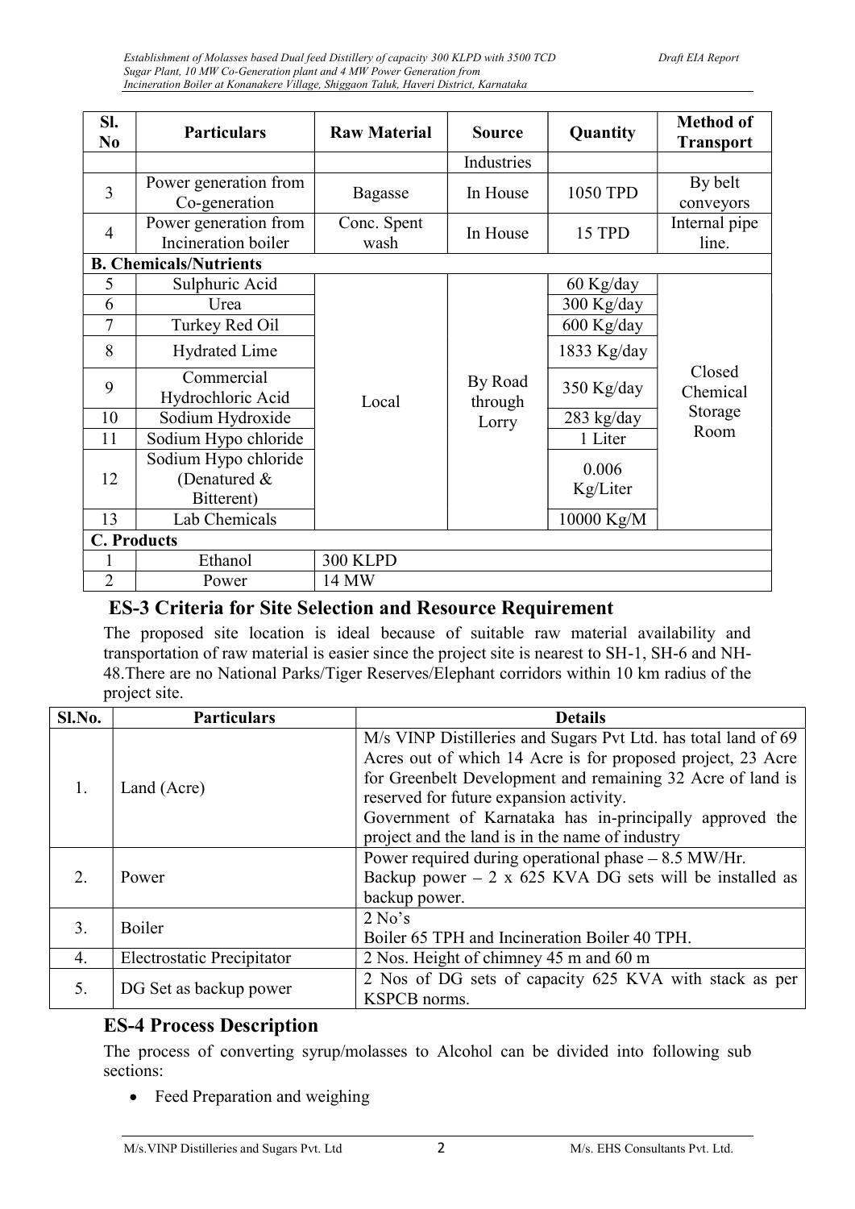| Sl. No | Particulars | Raw Material | Source | Quantity | Method of Transport |
|---|---|---|---|---|---|
| | | | Industries | | |
| 3 | Power generation from Co-generation | Bagasse | In House | 1050 TPD | By belt conveyors |
| 4 | Power generation from Incineration boiler | Conc. Spent wash | In House | 15 TPD | Internal pipe line. |
| **B. Chemicals/Nutrients** | | | | | |
| 5 | Sulphuric Acid | Local | By Road through Lorry | 60 Kg/day | Closed Chemical Storage Room |
| 6 | Urea | | | 300 Kg/day | |
| 7 | Turkey Red Oil | | | 600 Kg/day | |
| 8 | Hydrated Lime | | | 1833 Kg/day | |
| 9 | Commercial Hydrochloric Acid | | | 350 Kg/day | |
| 10 | Sodium Hydroxide | | | 283 kg/day | |
| 11 | Sodium Hypo chloride | | | 1 Liter | |
| 12 | Sodium Hypo chloride (Denatured & Bitterent) | | | 0.006 Kg/Liter | |
| 13 | Lab Chemicals | | | 10000 Kg/M | |
| **C. Products** | | | | | |
| 1 | Ethanol | 300 KLPD | | | |
| 2 | Power | 14 MW | | | |

## ES-3 Criteria for Site Selection and Resource Requirement

The proposed site location is ideal because of suitable raw material availability and transportation of raw material is easier since the project site is nearest to SH-1, SH-6 and NH-48.There are no National Parks/Tiger Reserves/Elephant corridors within 10 km radius of the project site.

| Sl.No. | Particulars | Details |
|---|---|---|
| 1. | Land (Acre) | M/s VINP Distilleries and Sugars Pvt Ltd. has total land of 69 Acres out of which 14 Acre is for proposed project, 23 Acre for Greenbelt Development and remaining 32 Acre of land is reserved for future expansion activity.<br>Government of Karnataka has in-principally approved the project and the land is in the name of industry |
| 2. | Power | Power required during operational phase – 8.5 MW/Hr.<br>Backup power – 2 x 625 KVA DG sets will be installed as backup power. |
| 3. | Boiler | 2 No's<br>Boiler 65 TPH and Incineration Boiler 40 TPH. |
| 4. | Electrostatic Precipitator | 2 Nos. Height of chimney 45 m and 60 m |
| 5. | DG Set as backup power | 2 Nos of DG sets of capacity 625 KVA with stack as per KSPCB norms. |

## ES-4 Process Description

The process of converting syrup/molasses to Alcohol can be divided into following sub sections:

- Feed Preparation and weighing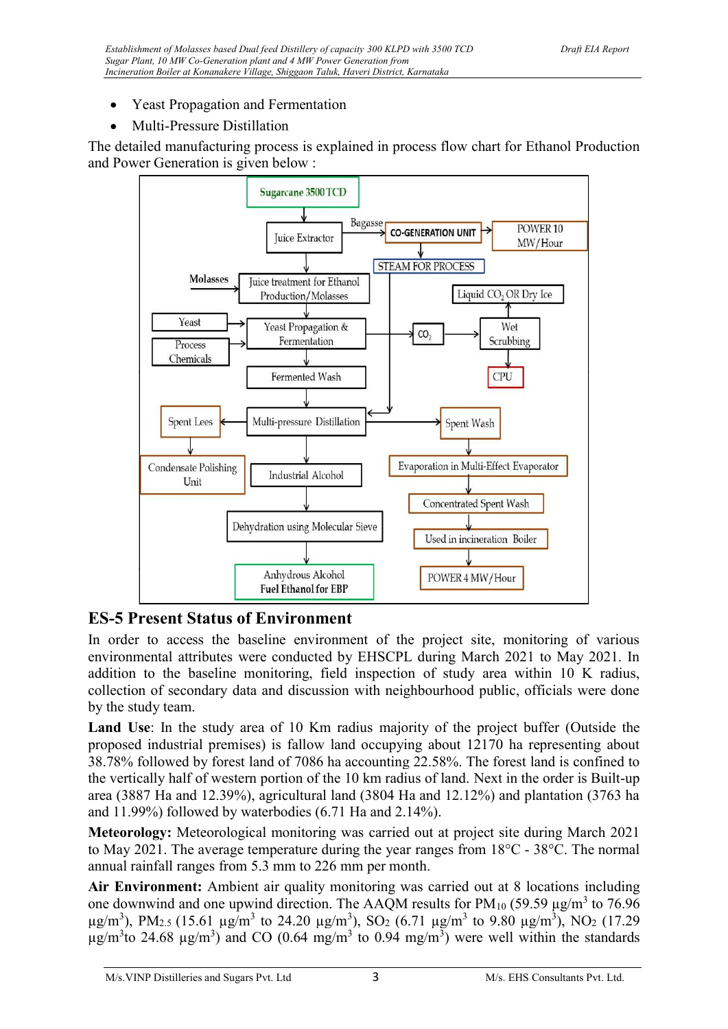- Yeast Propagation and Fermentation
- Multi-Pressure Distillation

The detailed manufacturing process is explained in process flow chart for Ethanol Production and Power Generation is given below :

```
Sugarcane 3500 TCD
  → Juice Extractor
      → Bagasse → CO-GENERATION UNIT → POWER 10 MW/Hour
                   → STEAM FOR PROCESS → Multi-pressure Distillation
  → Juice treatment for Ethanol Production/Molasses  (← Molasses)
  → Yeast Propagation & Fermentation  (← Yeast, ← Process Chemicals)
      → CO2 → Wet Scrubbing → Liquid CO2 OR Dry Ice
                            → CPU
  → Fermented Wash
  → Multi-pressure Distillation
      → Spent Lees → Condensate Polishing Unit
      → Spent Wash → Evaporation in Multi-Effect Evaporator
                   → Concentrated Spent Wash
                   → Used in incineration Boiler
                   → POWER 4 MW/Hour
  → Industrial Alcohol
  → Dehydration using Molecular Sieve
  → Anhydrous Alcohol Fuel Ethanol for EBP
```

## ES-5 Present Status of Environment

In order to access the baseline environment of the project site, monitoring of various environmental attributes were conducted by EHSCPL during March 2021 to May 2021. In addition to the baseline monitoring, field inspection of study area within 10 K radius, collection of secondary data and discussion with neighbourhood public, officials were done by the study team.

**Land Use**: In the study area of 10 Km radius majority of the project buffer (Outside the proposed industrial premises) is fallow land occupying about 12170 ha representing about 38.78% followed by forest land of 7086 ha accounting 22.58%. The forest land is confined to the vertically half of western portion of the 10 km radius of land. Next in the order is Built-up area (3887 Ha and 12.39%), agricultural land (3804 Ha and 12.12%) and plantation (3763 ha and 11.99%) followed by waterbodies (6.71 Ha and 2.14%).

**Meteorology:** Meteorological monitoring was carried out at project site during March 2021 to May 2021. The average temperature during the year ranges from 18°C - 38°C. The normal annual rainfall ranges from 5.3 mm to 226 mm per month.

**Air Environment:** Ambient air quality monitoring was carried out at 8 locations including one downwind and one upwind direction. The AAQM results for $PM_{10}$ (59.59 $\mu g/m^3$ to 76.96 $\mu g/m^3$), $PM_{2.5}$ (15.61 $\mu g/m^3$ to 24.20 $\mu g/m^3$), $SO_2$ (6.71 $\mu g/m^3$ to 9.80 $\mu g/m^3$), $NO_2$ (17.29 $\mu g/m^3$to 24.68 $\mu g/m^3$) and CO (0.64 $mg/m^3$ to 0.94 $mg/m^3$) were well within the standards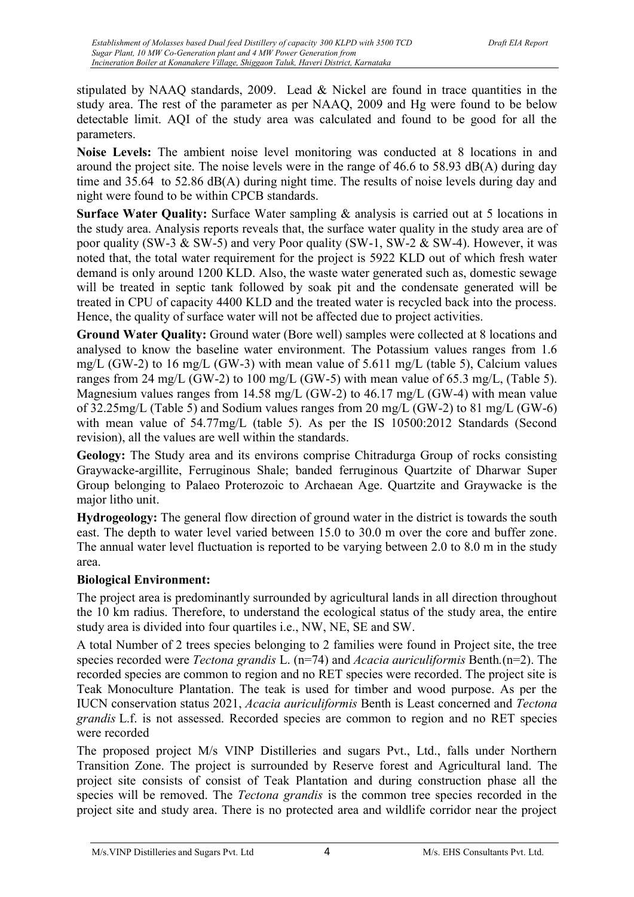stipulated by NAAQ standards, 2009. Lead & Nickel are found in trace quantities in the study area. The rest of the parameter as per NAAQ, 2009 and Hg were found to be below detectable limit. AQI of the study area was calculated and found to be good for all the parameters.

**Noise Levels:** The ambient noise level monitoring was conducted at 8 locations in and around the project site. The noise levels were in the range of 46.6 to 58.93 dB(A) during day time and 35.64 to 52.86 dB(A) during night time. The results of noise levels during day and night were found to be within CPCB standards.

**Surface Water Quality:** Surface Water sampling & analysis is carried out at 5 locations in the study area. Analysis reports reveals that, the surface water quality in the study area are of poor quality (SW-3 & SW-5) and very Poor quality (SW-1, SW-2 & SW-4). However, it was noted that, the total water requirement for the project is 5922 KLD out of which fresh water demand is only around 1200 KLD. Also, the waste water generated such as, domestic sewage will be treated in septic tank followed by soak pit and the condensate generated will be treated in CPU of capacity 4400 KLD and the treated water is recycled back into the process. Hence, the quality of surface water will not be affected due to project activities.

**Ground Water Quality:** Ground water (Bore well) samples were collected at 8 locations and analysed to know the baseline water environment. The Potassium values ranges from 1.6 mg/L (GW-2) to 16 mg/L (GW-3) with mean value of 5.611 mg/L (table 5), Calcium values ranges from 24 mg/L (GW-2) to 100 mg/L (GW-5) with mean value of 65.3 mg/L, (Table 5). Magnesium values ranges from 14.58 mg/L (GW-2) to 46.17 mg/L (GW-4) with mean value of 32.25mg/L (Table 5) and Sodium values ranges from 20 mg/L (GW-2) to 81 mg/L (GW-6) with mean value of 54.77mg/L (table 5). As per the IS 10500:2012 Standards (Second revision), all the values are well within the standards.

**Geology:** The Study area and its environs comprise Chitradurga Group of rocks consisting Graywacke-argillite, Ferruginous Shale; banded ferruginous Quartzite of Dharwar Super Group belonging to Palaeo Proterozoic to Archaean Age. Quartzite and Graywacke is the major litho unit.

**Hydrogeology:** The general flow direction of ground water in the district is towards the south east. The depth to water level varied between 15.0 to 30.0 m over the core and buffer zone. The annual water level fluctuation is reported to be varying between 2.0 to 8.0 m in the study area.

**Biological Environment:**

The project area is predominantly surrounded by agricultural lands in all direction throughout the 10 km radius. Therefore, to understand the ecological status of the study area, the entire study area is divided into four quartiles i.e., NW, NE, SE and SW.

A total Number of 2 trees species belonging to 2 families were found in Project site, the tree species recorded were *Tectona grandis* L. (n=74) and *Acacia auriculiformis* Benth.(n=2). The recorded species are common to region and no RET species were recorded. The project site is Teak Monoculture Plantation. The teak is used for timber and wood purpose. As per the IUCN conservation status 2021, *Acacia auriculiformis* Benth is Least concerned and *Tectona grandis* L.f. is not assessed. Recorded species are common to region and no RET species were recorded

The proposed project M/s VINP Distilleries and sugars Pvt., Ltd., falls under Northern Transition Zone. The project is surrounded by Reserve forest and Agricultural land. The project site consists of consist of Teak Plantation and during construction phase all the species will be removed. The *Tectona grandis* is the common tree species recorded in the project site and study area. There is no protected area and wildlife corridor near the project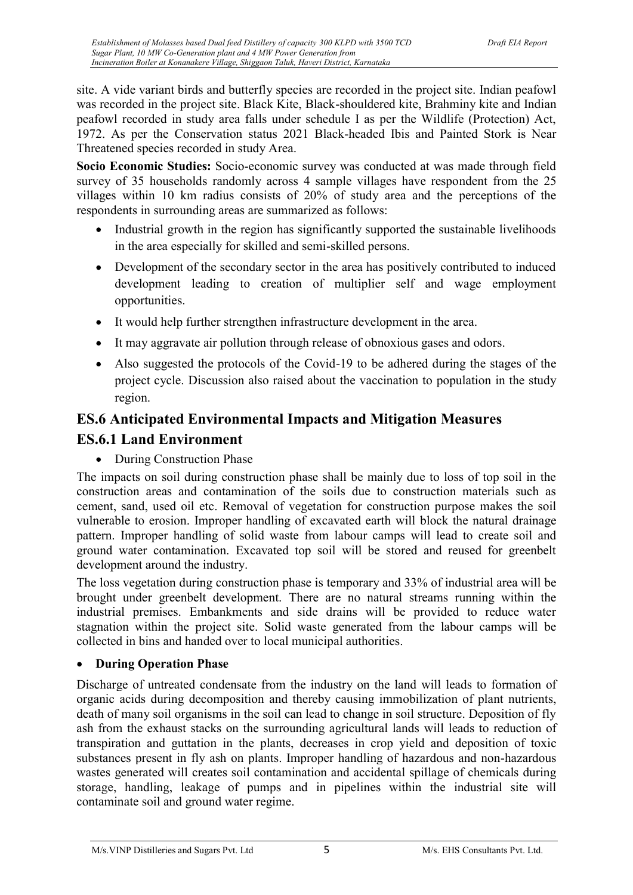site. A vide variant birds and butterfly species are recorded in the project site. Indian peafowl was recorded in the project site. Black Kite, Black-shouldered kite, Brahminy kite and Indian peafowl recorded in study area falls under schedule I as per the Wildlife (Protection) Act, 1972. As per the Conservation status 2021 Black-headed Ibis and Painted Stork is Near Threatened species recorded in study Area.

**Socio Economic Studies:** Socio-economic survey was conducted at was made through field survey of 35 households randomly across 4 sample villages have respondent from the 25 villages within 10 km radius consists of 20% of study area and the perceptions of the respondents in surrounding areas are summarized as follows:

- Industrial growth in the region has significantly supported the sustainable livelihoods in the area especially for skilled and semi-skilled persons.
- Development of the secondary sector in the area has positively contributed to induced development leading to creation of multiplier self and wage employment opportunities.
- It would help further strengthen infrastructure development in the area.
- It may aggravate air pollution through release of obnoxious gases and odors.
- Also suggested the protocols of the Covid-19 to be adhered during the stages of the project cycle. Discussion also raised about the vaccination to population in the study region.

## ES.6 Anticipated Environmental Impacts and Mitigation Measures

## ES.6.1 Land Environment

- During Construction Phase

The impacts on soil during construction phase shall be mainly due to loss of top soil in the construction areas and contamination of the soils due to construction materials such as cement, sand, used oil etc. Removal of vegetation for construction purpose makes the soil vulnerable to erosion. Improper handling of excavated earth will block the natural drainage pattern. Improper handling of solid waste from labour camps will lead to create soil and ground water contamination. Excavated top soil will be stored and reused for greenbelt development around the industry.

The loss vegetation during construction phase is temporary and 33% of industrial area will be brought under greenbelt development. There are no natural streams running within the industrial premises. Embankments and side drains will be provided to reduce water stagnation within the project site. Solid waste generated from the labour camps will be collected in bins and handed over to local municipal authorities.

- **During Operation Phase**

Discharge of untreated condensate from the industry on the land will leads to formation of organic acids during decomposition and thereby causing immobilization of plant nutrients, death of many soil organisms in the soil can lead to change in soil structure. Deposition of fly ash from the exhaust stacks on the surrounding agricultural lands will leads to reduction of transpiration and guttation in the plants, decreases in crop yield and deposition of toxic substances present in fly ash on plants. Improper handling of hazardous and non-hazardous wastes generated will creates soil contamination and accidental spillage of chemicals during storage, handling, leakage of pumps and in pipelines within the industrial site will contaminate soil and ground water regime.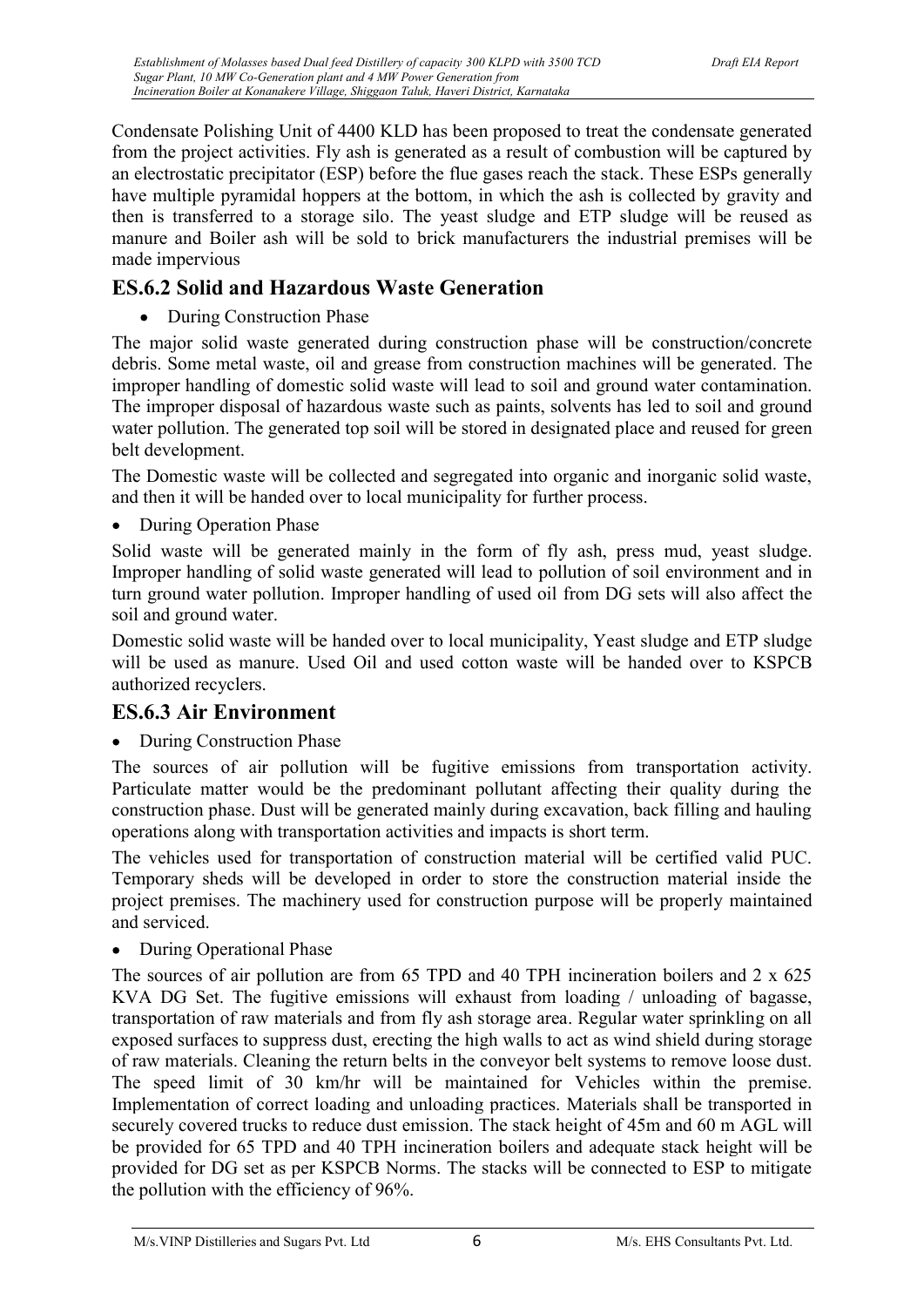Condensate Polishing Unit of 4400 KLD has been proposed to treat the condensate generated from the project activities. Fly ash is generated as a result of combustion will be captured by an electrostatic precipitator (ESP) before the flue gases reach the stack. These ESPs generally have multiple pyramidal hoppers at the bottom, in which the ash is collected by gravity and then is transferred to a storage silo. The yeast sludge and ETP sludge will be reused as manure and Boiler ash will be sold to brick manufacturers the industrial premises will be made impervious

## ES.6.2 Solid and Hazardous Waste Generation

- During Construction Phase

The major solid waste generated during construction phase will be construction/concrete debris. Some metal waste, oil and grease from construction machines will be generated. The improper handling of domestic solid waste will lead to soil and ground water contamination. The improper disposal of hazardous waste such as paints, solvents has led to soil and ground water pollution. The generated top soil will be stored in designated place and reused for green belt development.

The Domestic waste will be collected and segregated into organic and inorganic solid waste, and then it will be handed over to local municipality for further process.

- During Operation Phase

Solid waste will be generated mainly in the form of fly ash, press mud, yeast sludge. Improper handling of solid waste generated will lead to pollution of soil environment and in turn ground water pollution. Improper handling of used oil from DG sets will also affect the soil and ground water.

Domestic solid waste will be handed over to local municipality, Yeast sludge and ETP sludge will be used as manure. Used Oil and used cotton waste will be handed over to KSPCB authorized recyclers.

## ES.6.3 Air Environment

- During Construction Phase

The sources of air pollution will be fugitive emissions from transportation activity. Particulate matter would be the predominant pollutant affecting their quality during the construction phase. Dust will be generated mainly during excavation, back filling and hauling operations along with transportation activities and impacts is short term.

The vehicles used for transportation of construction material will be certified valid PUC. Temporary sheds will be developed in order to store the construction material inside the project premises. The machinery used for construction purpose will be properly maintained and serviced.

- During Operational Phase

The sources of air pollution are from 65 TPD and 40 TPH incineration boilers and 2 x 625 KVA DG Set. The fugitive emissions will exhaust from loading / unloading of bagasse, transportation of raw materials and from fly ash storage area. Regular water sprinkling on all exposed surfaces to suppress dust, erecting the high walls to act as wind shield during storage of raw materials. Cleaning the return belts in the conveyor belt systems to remove loose dust. The speed limit of 30 km/hr will be maintained for Vehicles within the premise. Implementation of correct loading and unloading practices. Materials shall be transported in securely covered trucks to reduce dust emission. The stack height of 45m and 60 m AGL will be provided for 65 TPD and 40 TPH incineration boilers and adequate stack height will be provided for DG set as per KSPCB Norms. The stacks will be connected to ESP to mitigate the pollution with the efficiency of 96%.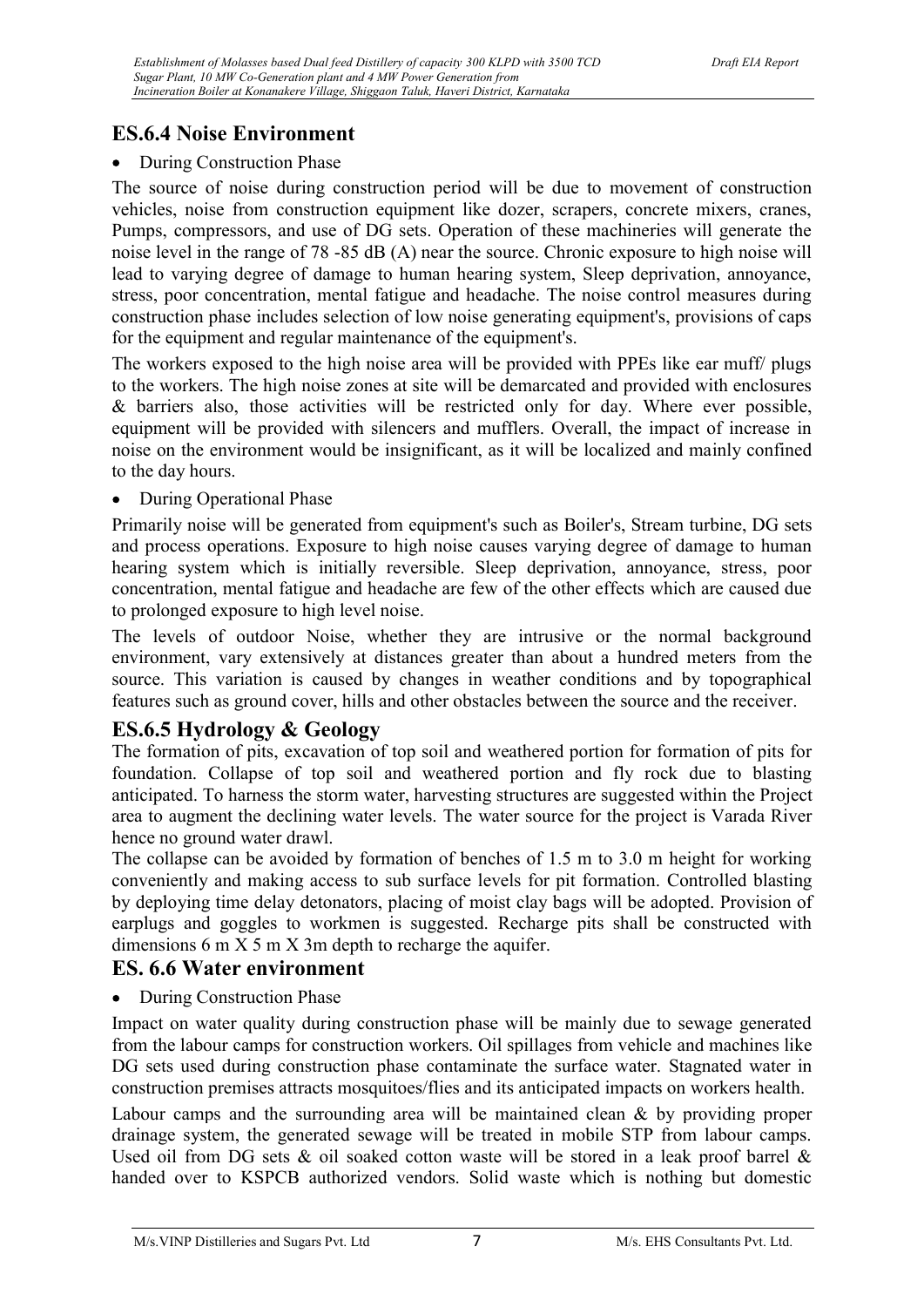## ES.6.4 Noise Environment

- During Construction Phase

The source of noise during construction period will be due to movement of construction vehicles, noise from construction equipment like dozer, scrapers, concrete mixers, cranes, Pumps, compressors, and use of DG sets. Operation of these machineries will generate the noise level in the range of 78 -85 dB (A) near the source. Chronic exposure to high noise will lead to varying degree of damage to human hearing system, Sleep deprivation, annoyance, stress, poor concentration, mental fatigue and headache. The noise control measures during construction phase includes selection of low noise generating equipment's, provisions of caps for the equipment and regular maintenance of the equipment's.

The workers exposed to the high noise area will be provided with PPEs like ear muff/ plugs to the workers. The high noise zones at site will be demarcated and provided with enclosures & barriers also, those activities will be restricted only for day. Where ever possible, equipment will be provided with silencers and mufflers. Overall, the impact of increase in noise on the environment would be insignificant, as it will be localized and mainly confined to the day hours.

- During Operational Phase

Primarily noise will be generated from equipment's such as Boiler's, Stream turbine, DG sets and process operations. Exposure to high noise causes varying degree of damage to human hearing system which is initially reversible. Sleep deprivation, annoyance, stress, poor concentration, mental fatigue and headache are few of the other effects which are caused due to prolonged exposure to high level noise.

The levels of outdoor Noise, whether they are intrusive or the normal background environment, vary extensively at distances greater than about a hundred meters from the source. This variation is caused by changes in weather conditions and by topographical features such as ground cover, hills and other obstacles between the source and the receiver.

## ES.6.5 Hydrology & Geology

The formation of pits, excavation of top soil and weathered portion for formation of pits for foundation. Collapse of top soil and weathered portion and fly rock due to blasting anticipated. To harness the storm water, harvesting structures are suggested within the Project area to augment the declining water levels. The water source for the project is Varada River hence no ground water drawl.

The collapse can be avoided by formation of benches of 1.5 m to 3.0 m height for working conveniently and making access to sub surface levels for pit formation. Controlled blasting by deploying time delay detonators, placing of moist clay bags will be adopted. Provision of earplugs and goggles to workmen is suggested. Recharge pits shall be constructed with dimensions 6 m X 5 m X 3m depth to recharge the aquifer.

## ES. 6.6 Water environment

- During Construction Phase

Impact on water quality during construction phase will be mainly due to sewage generated from the labour camps for construction workers. Oil spillages from vehicle and machines like DG sets used during construction phase contaminate the surface water. Stagnated water in construction premises attracts mosquitoes/flies and its anticipated impacts on workers health.

Labour camps and the surrounding area will be maintained clean & by providing proper drainage system, the generated sewage will be treated in mobile STP from labour camps. Used oil from DG sets & oil soaked cotton waste will be stored in a leak proof barrel & handed over to KSPCB authorized vendors. Solid waste which is nothing but domestic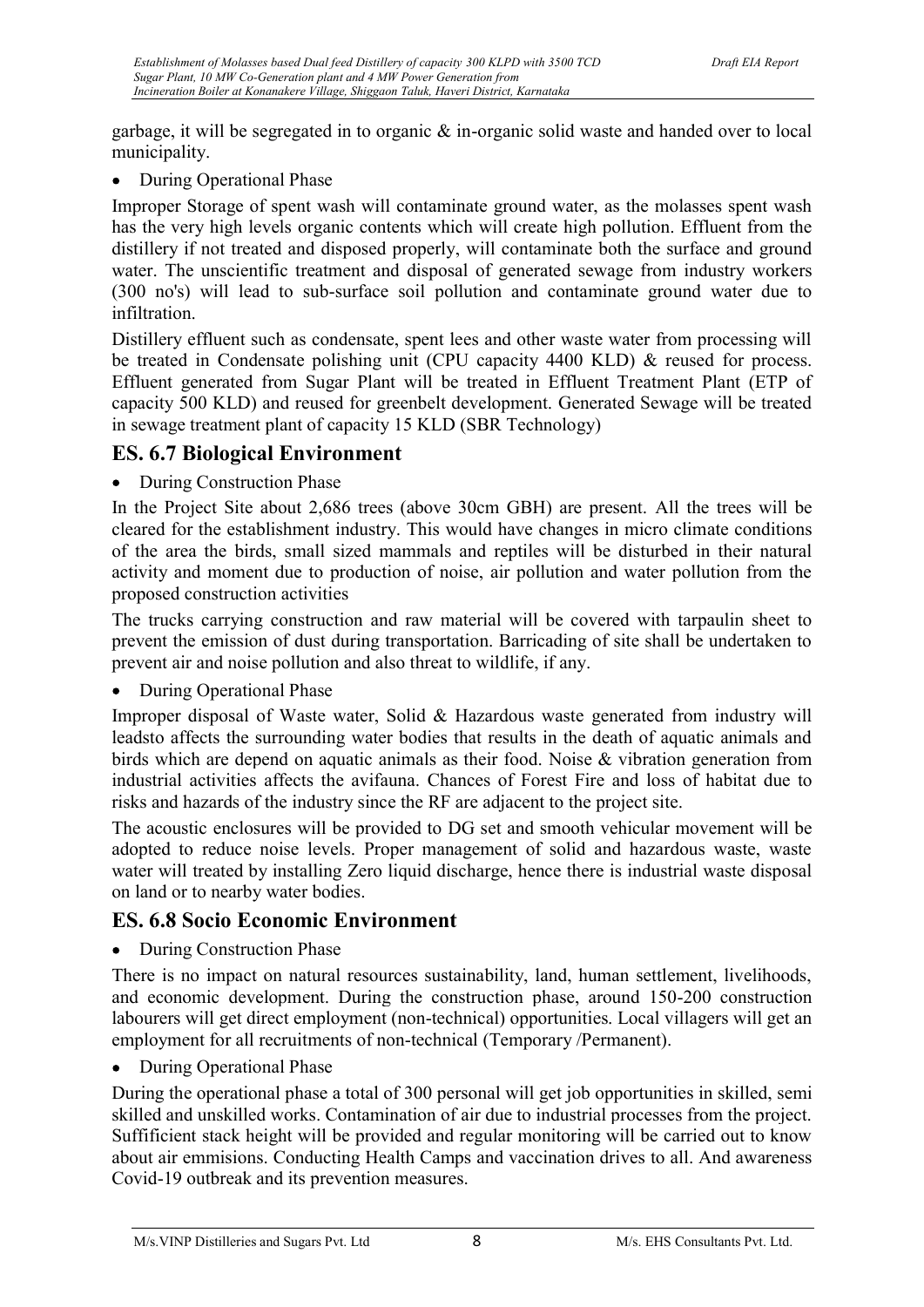garbage, it will be segregated in to organic & in-organic solid waste and handed over to local municipality.

- During Operational Phase

Improper Storage of spent wash will contaminate ground water, as the molasses spent wash has the very high levels organic contents which will create high pollution. Effluent from the distillery if not treated and disposed properly, will contaminate both the surface and ground water. The unscientific treatment and disposal of generated sewage from industry workers (300 no's) will lead to sub-surface soil pollution and contaminate ground water due to infiltration.

Distillery effluent such as condensate, spent lees and other waste water from processing will be treated in Condensate polishing unit (CPU capacity 4400 KLD) & reused for process. Effluent generated from Sugar Plant will be treated in Effluent Treatment Plant (ETP of capacity 500 KLD) and reused for greenbelt development. Generated Sewage will be treated in sewage treatment plant of capacity 15 KLD (SBR Technology)

## ES. 6.7 Biological Environment

- During Construction Phase

In the Project Site about 2,686 trees (above 30cm GBH) are present. All the trees will be cleared for the establishment industry. This would have changes in micro climate conditions of the area the birds, small sized mammals and reptiles will be disturbed in their natural activity and moment due to production of noise, air pollution and water pollution from the proposed construction activities

The trucks carrying construction and raw material will be covered with tarpaulin sheet to prevent the emission of dust during transportation. Barricading of site shall be undertaken to prevent air and noise pollution and also threat to wildlife, if any.

- During Operational Phase

Improper disposal of Waste water, Solid & Hazardous waste generated from industry will leadsto affects the surrounding water bodies that results in the death of aquatic animals and birds which are depend on aquatic animals as their food. Noise & vibration generation from industrial activities affects the avifauna. Chances of Forest Fire and loss of habitat due to risks and hazards of the industry since the RF are adjacent to the project site.

The acoustic enclosures will be provided to DG set and smooth vehicular movement will be adopted to reduce noise levels. Proper management of solid and hazardous waste, waste water will treated by installing Zero liquid discharge, hence there is industrial waste disposal on land or to nearby water bodies.

## ES. 6.8 Socio Economic Environment

- During Construction Phase

There is no impact on natural resources sustainability, land, human settlement, livelihoods, and economic development. During the construction phase, around 150-200 construction labourers will get direct employment (non-technical) opportunities. Local villagers will get an employment for all recruitments of non-technical (Temporary /Permanent).

- During Operational Phase

During the operational phase a total of 300 personal will get job opportunities in skilled, semi skilled and unskilled works. Contamination of air due to industrial processes from the project. Suffificient stack height will be provided and regular monitoring will be carried out to know about air emmisions. Conducting Health Camps and vaccination drives to all. And awareness Covid-19 outbreak and its prevention measures.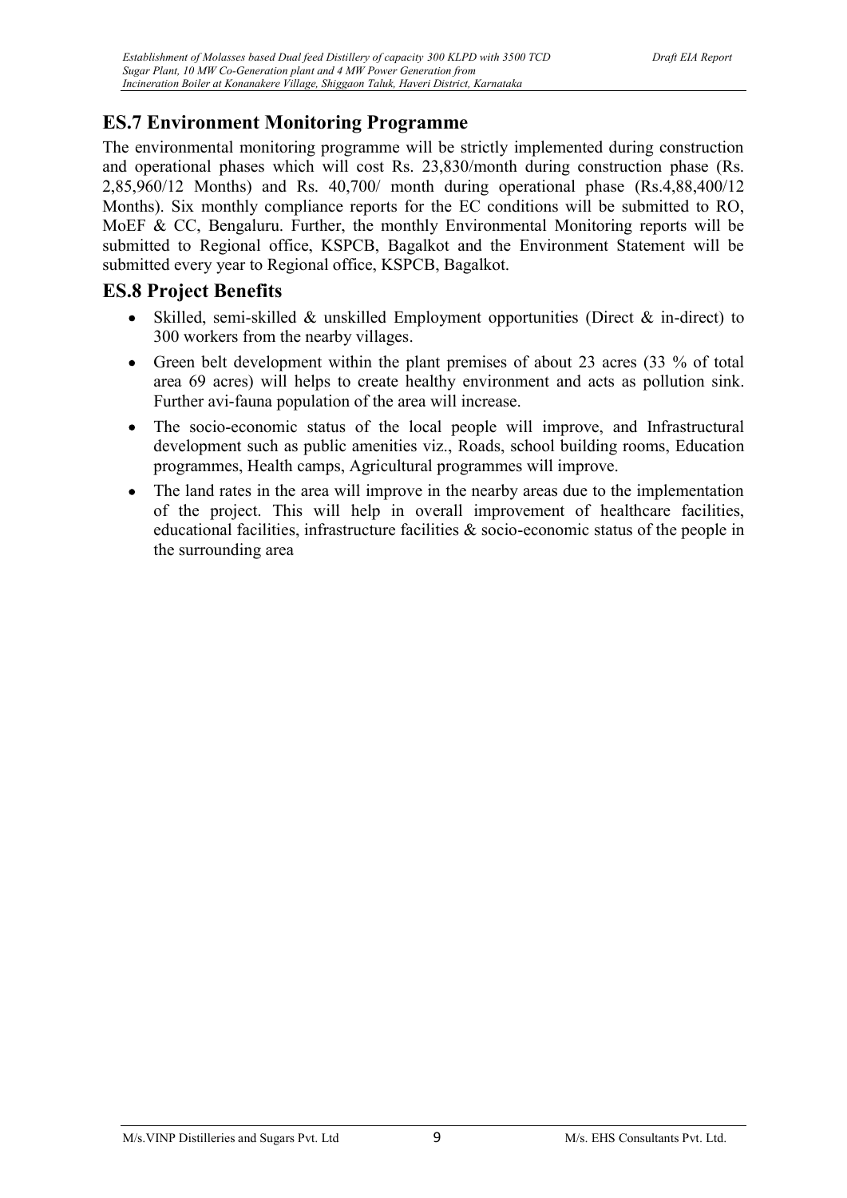## ES.7 Environment Monitoring Programme

The environmental monitoring programme will be strictly implemented during construction and operational phases which will cost Rs. 23,830/month during construction phase (Rs. 2,85,960/12 Months) and Rs. 40,700/ month during operational phase (Rs.4,88,400/12 Months). Six monthly compliance reports for the EC conditions will be submitted to RO, MoEF & CC, Bengaluru. Further, the monthly Environmental Monitoring reports will be submitted to Regional office, KSPCB, Bagalkot and the Environment Statement will be submitted every year to Regional office, KSPCB, Bagalkot.

## ES.8 Project Benefits

- Skilled, semi-skilled & unskilled Employment opportunities (Direct & in-direct) to 300 workers from the nearby villages.
- Green belt development within the plant premises of about 23 acres (33 % of total area 69 acres) will helps to create healthy environment and acts as pollution sink. Further avi-fauna population of the area will increase.
- The socio-economic status of the local people will improve, and Infrastructural development such as public amenities viz., Roads, school building rooms, Education programmes, Health camps, Agricultural programmes will improve.
- The land rates in the area will improve in the nearby areas due to the implementation of the project. This will help in overall improvement of healthcare facilities, educational facilities, infrastructure facilities & socio-economic status of the people in the surrounding area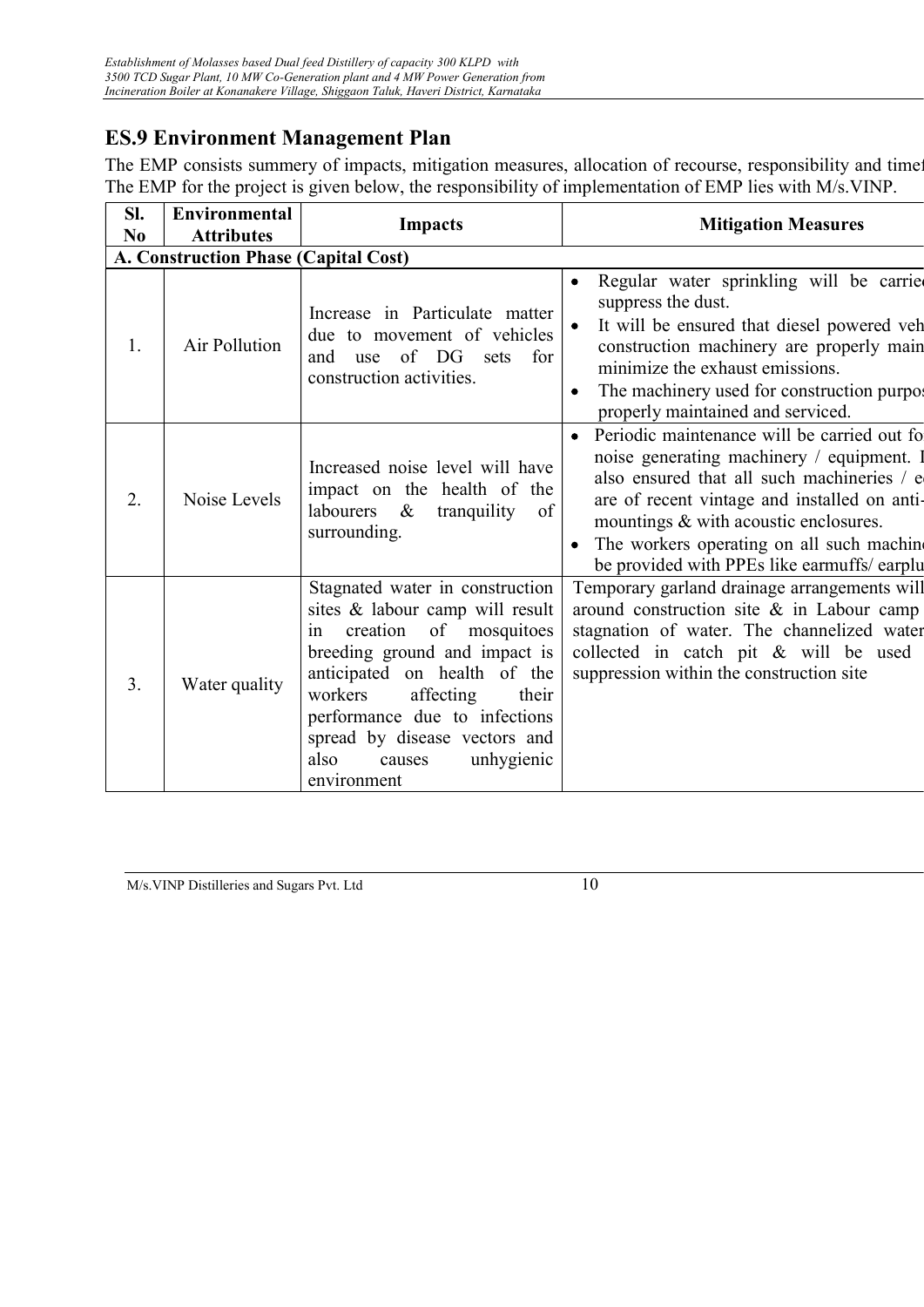## ES.9 Environment Management Plan

The EMP consists summery of impacts, mitigation measures, allocation of recourse, responsibility and timef
The EMP for the project is given below, the responsibility of implementation of EMP lies with M/s.VINP.

| Sl. No | Environmental Attributes | Impacts | Mitigation Measures |
|---|---|---|---|
| **A. Construction Phase (Capital Cost)** | | | |
| 1. | Air Pollution | Increase in Particulate matter due to movement of vehicles and use of DG sets for construction activities. | • Regular water sprinkling will be carrie suppress the dust.<br>• It will be ensured that diesel powered veh construction machinery are properly main minimize the exhaust emissions.<br>• The machinery used for construction purpo properly maintained and serviced. |
| 2. | Noise Levels | Increased noise level will have impact on the health of the labourers & tranquility of surrounding. | • Periodic maintenance will be carried out fo noise generating machinery / equipment. I also ensured that all such machineries / e are of recent vintage and installed on anti- mountings & with acoustic enclosures.<br>• The workers operating on all such machin be provided with PPEs like earmuffs/ earplu |
| 3. | Water quality | Stagnated water in construction sites & labour camp will result in creation of mosquitoes breeding ground and impact is anticipated on health of the workers affecting their performance due to infections spread by disease vectors and also causes unhygienic environment | Temporary garland drainage arrangements will around construction site & in Labour camp stagnation of water. The channelized water collected in catch pit & will be used suppression within the construction site |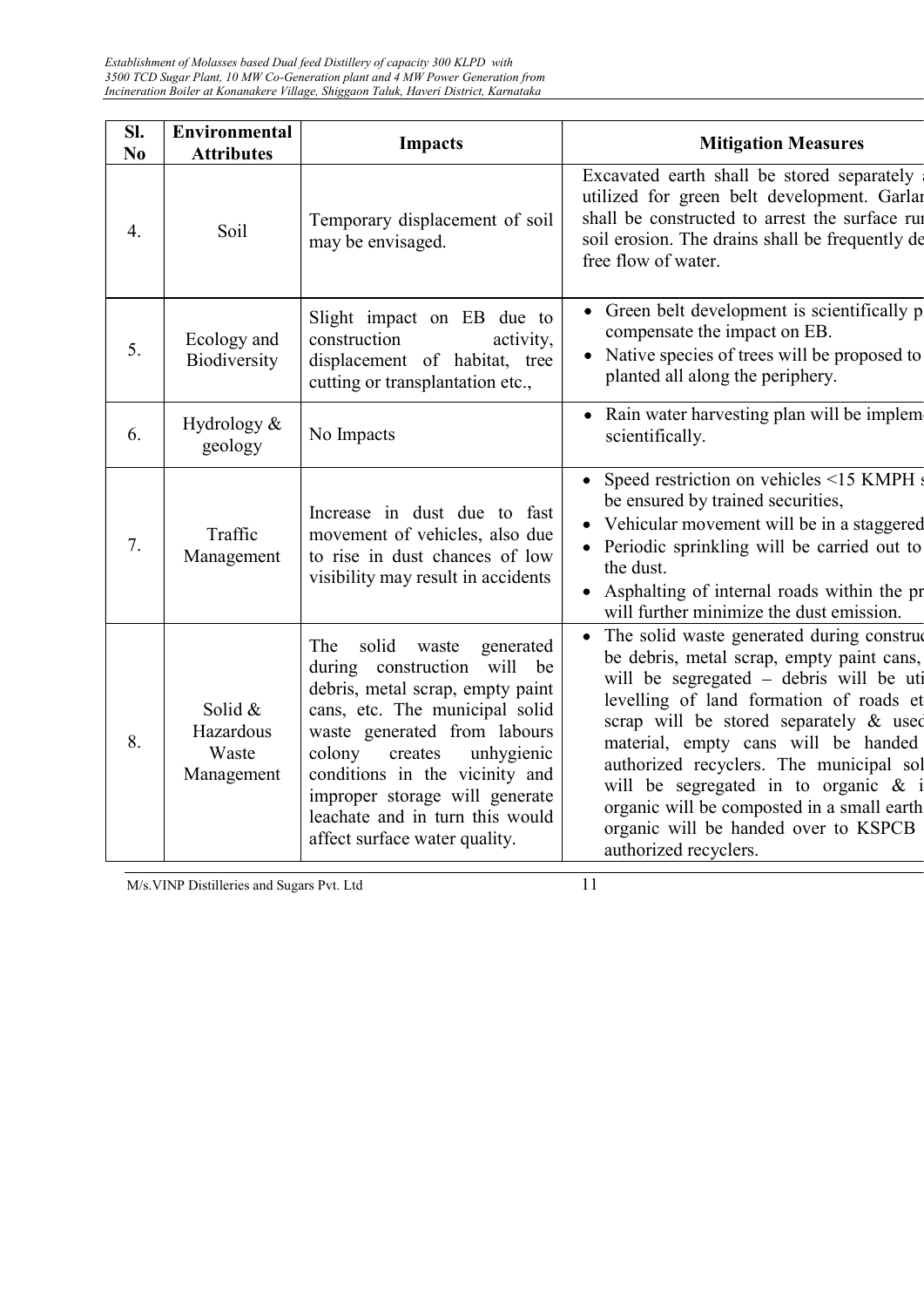| Sl. No | Environmental Attributes | Impacts | Mitigation Measures |
|---|---|---|---|
| 4. | Soil | Temporary displacement of soil may be envisaged. | Excavated earth shall be stored separately a utilized for green belt development. Garlar shall be constructed to arrest the surface rur soil erosion. The drains shall be frequently de free flow of water. |
| 5. | Ecology and Biodiversity | Slight impact on EB due to construction activity, displacement of habitat, tree cutting or transplantation etc., | • Green belt development is scientifically p compensate the impact on EB.<br>• Native species of trees will be proposed to planted all along the periphery. |
| 6. | Hydrology & geology | No Impacts | • Rain water harvesting plan will be impleme scientifically. |
| 7. | Traffic Management | Increase in dust due to fast movement of vehicles, also due to rise in dust chances of low visibility may result in accidents | • Speed restriction on vehicles <15 KMPH s be ensured by trained securities,<br>• Vehicular movement will be in a staggered<br>• Periodic sprinkling will be carried out to the dust.<br>• Asphalting of internal roads within the pr will further minimize the dust emission. |
| 8. | Solid & Hazardous Waste Management | The solid waste generated during construction will be debris, metal scrap, empty paint cans, etc. The municipal solid waste generated from labours colony creates unhygienic conditions in the vicinity and improper storage will generate leachate and in turn this would affect surface water quality. | • The solid waste generated during construc be debris, metal scrap, empty paint cans, will be segregated – debris will be uti levelling of land formation of roads et scrap will be stored separately & used material, empty cans will be handed authorized recyclers. The municipal sol will be segregated in to organic & i organic will be composted in a small earth organic will be handed over to KSPCB authorized recyclers. |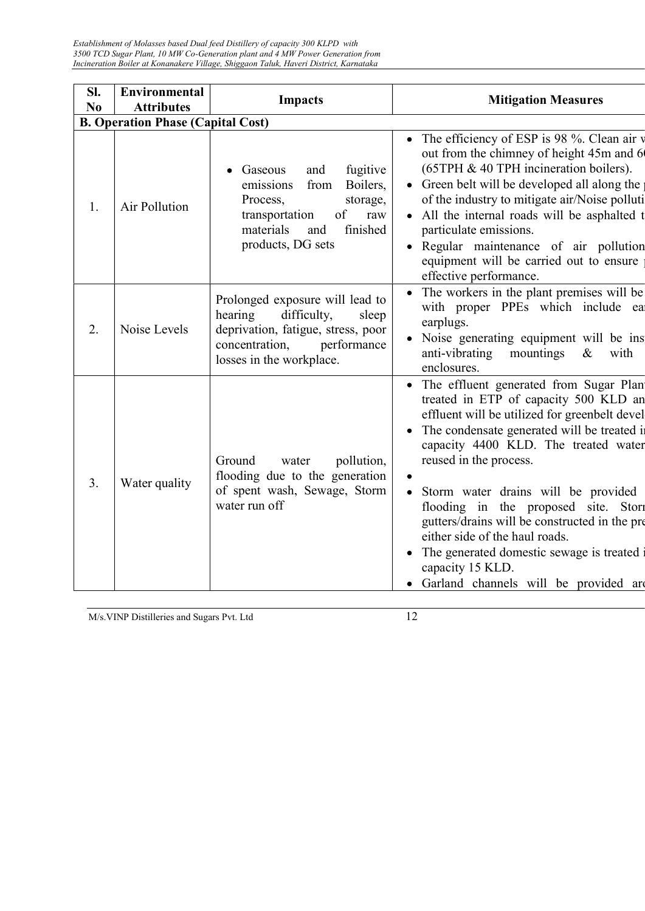| Sl. No | Environmental Attributes | Impacts | Mitigation Measures |
|---|---|---|---|
| **B. Operation Phase (Capital Cost)** | | | |
| 1. | Air Pollution | • Gaseous and fugitive emissions from Boilers, Process, storage, transportation of raw materials and finished products, DG sets | • The efficiency of ESP is 98 %. Clean air v out from the chimney of height 45m and 6 (65TPH & 40 TPH incineration boilers).<br>• Green belt will be developed all along the of the industry to mitigate air/Noise polluti<br>• All the internal roads will be asphalted t particulate emissions.<br>• Regular maintenance of air pollution equipment will be carried out to ensure effective performance. |
| 2. | Noise Levels | Prolonged exposure will lead to hearing difficulty, sleep deprivation, fatigue, stress, poor concentration, performance losses in the workplace. | • The workers in the plant premises will be with proper PPEs which include ea earplugs.<br>• Noise generating equipment will be ins anti-vibrating mountings & with enclosures. |
| 3. | Water quality | Ground water pollution, flooding due to the generation of spent wash, Sewage, Storm water run off | • The effluent generated from Sugar Plan treated in ETP of capacity 500 KLD an effluent will be utilized for greenbelt devel<br>• The condensate generated will be treated i capacity 4400 KLD. The treated water reused in the process.<br>•<br>• Storm water drains will be provided flooding in the proposed site. Storn gutters/drains will be constructed in the pre either side of the haul roads.<br>• The generated domestic sewage is treated i capacity 15 KLD.<br>• Garland channels will be provided ar |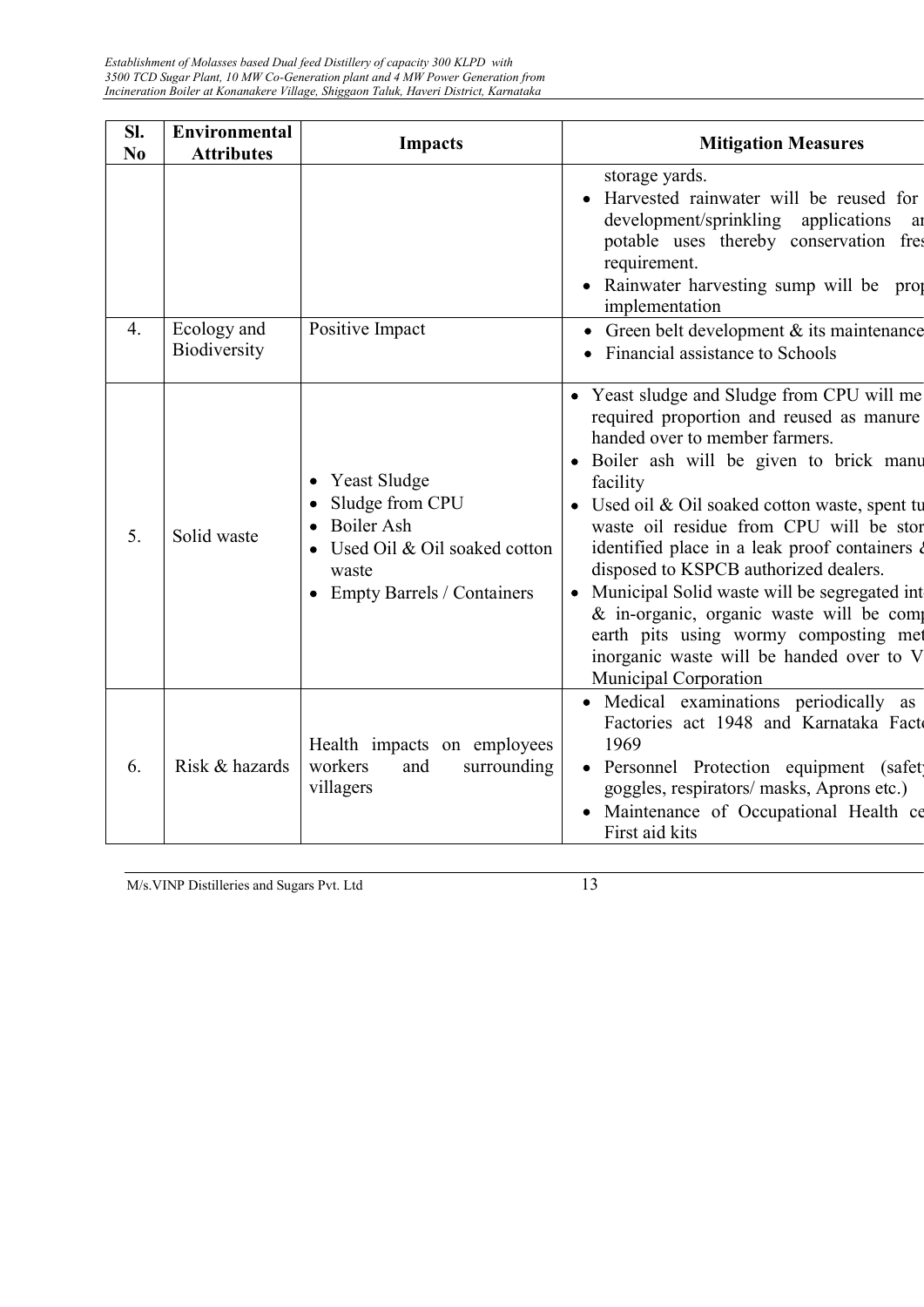| Sl. No | Environmental Attributes | Impacts | Mitigation Measures |
|---|---|---|---|
| | | | storage yards.<br>• Harvested rainwater will be reused for development/sprinkling applications ar potable uses thereby conservation fres requirement.<br>• Rainwater harvesting sump will be prop implementation |
| 4. | Ecology and Biodiversity | Positive Impact | • Green belt development & its maintenance<br>• Financial assistance to Schools |
| 5. | Solid waste | • Yeast Sludge<br>• Sludge from CPU<br>• Boiler Ash<br>• Used Oil & Oil soaked cotton waste<br>• Empty Barrels / Containers | • Yeast sludge and Sludge from CPU will me required proportion and reused as manure handed over to member farmers.<br>• Boiler ash will be given to brick manu facility<br>• Used oil & Oil soaked cotton waste, spent tu waste oil residue from CPU will be stor identified place in a leak proof containers & disposed to KSPCB authorized dealers.<br>• Municipal Solid waste will be segregated int & in-organic, organic waste will be comp earth pits using wormy composting met inorganic waste will be handed over to V Municipal Corporation |
| 6. | Risk & hazards | Health impacts on employees workers and surrounding villagers | • Medical examinations periodically as Factories act 1948 and Karnataka Facto 1969<br>• Personnel Protection equipment (safety goggles, respirators/ masks, Aprons etc.)<br>• Maintenance of Occupational Health ce First aid kits |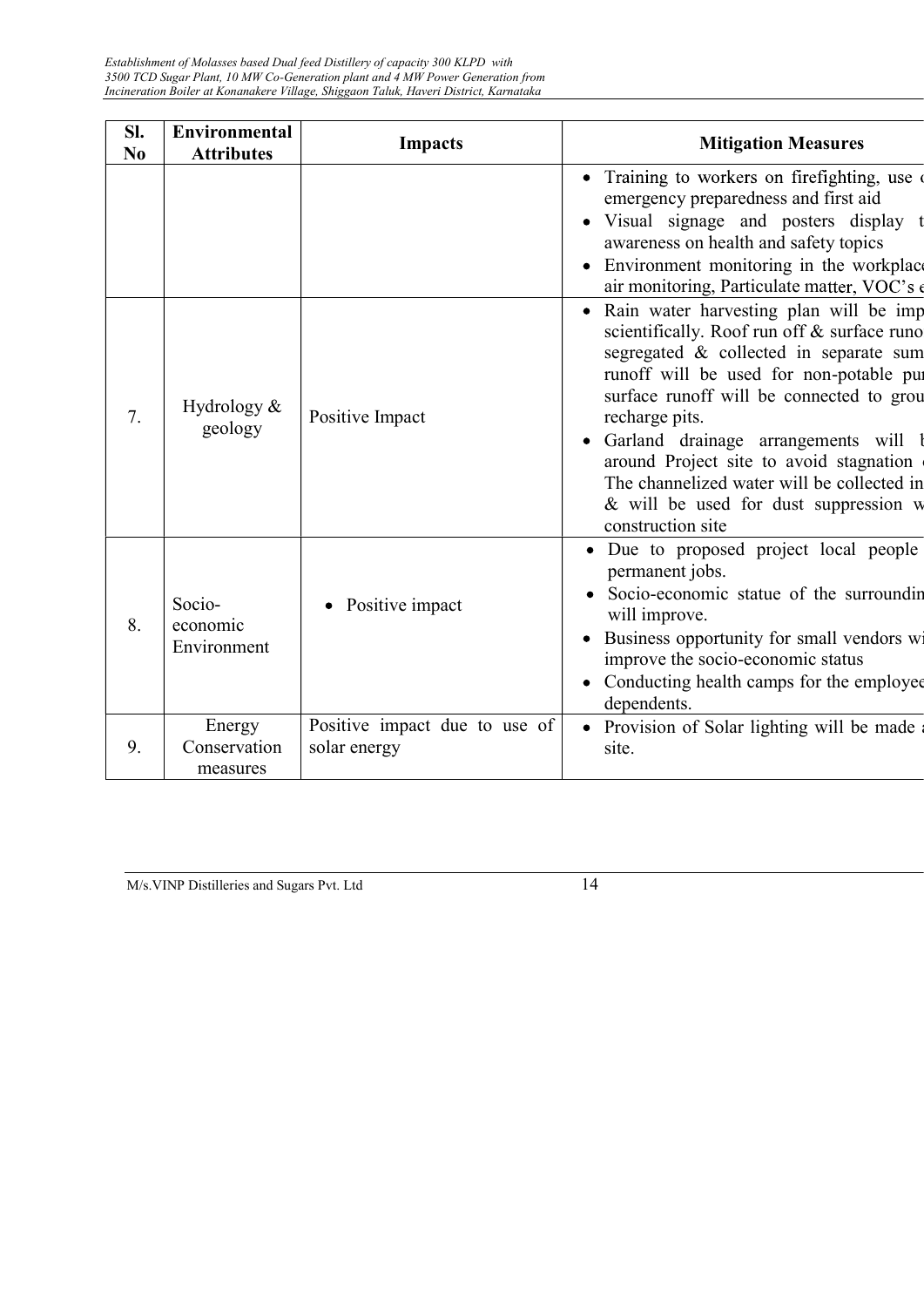| Sl. No | Environmental Attributes | Impacts | Mitigation Measures |
| --- | --- | --- | --- |
| | | | • Training to workers on firefighting, use o emergency preparedness and first aid<br>• Visual signage and posters display t awareness on health and safety topics<br>• Environment monitoring in the workplace air monitoring, Particulate matter, VOC's e |
| 7. | Hydrology & geology | Positive Impact | • Rain water harvesting plan will be imp scientifically. Roof run off & surface runo segregated & collected in separate sum runoff will be used for non-potable pu surface runoff will be connected to grou recharge pits.<br>• Garland drainage arrangements will b around Project site to avoid stagnation o The channelized water will be collected in & will be used for dust suppression w construction site |
| 8. | Socio-economic Environment | • Positive impact | • Due to proposed project local people permanent jobs.<br>• Socio-economic statue of the surroundin will improve.<br>• Business opportunity for small vendors wi improve the socio-economic status<br>• Conducting health camps for the employee dependents. |
| 9. | Energy Conservation measures | Positive impact due to use of solar energy | • Provision of Solar lighting will be made a site. |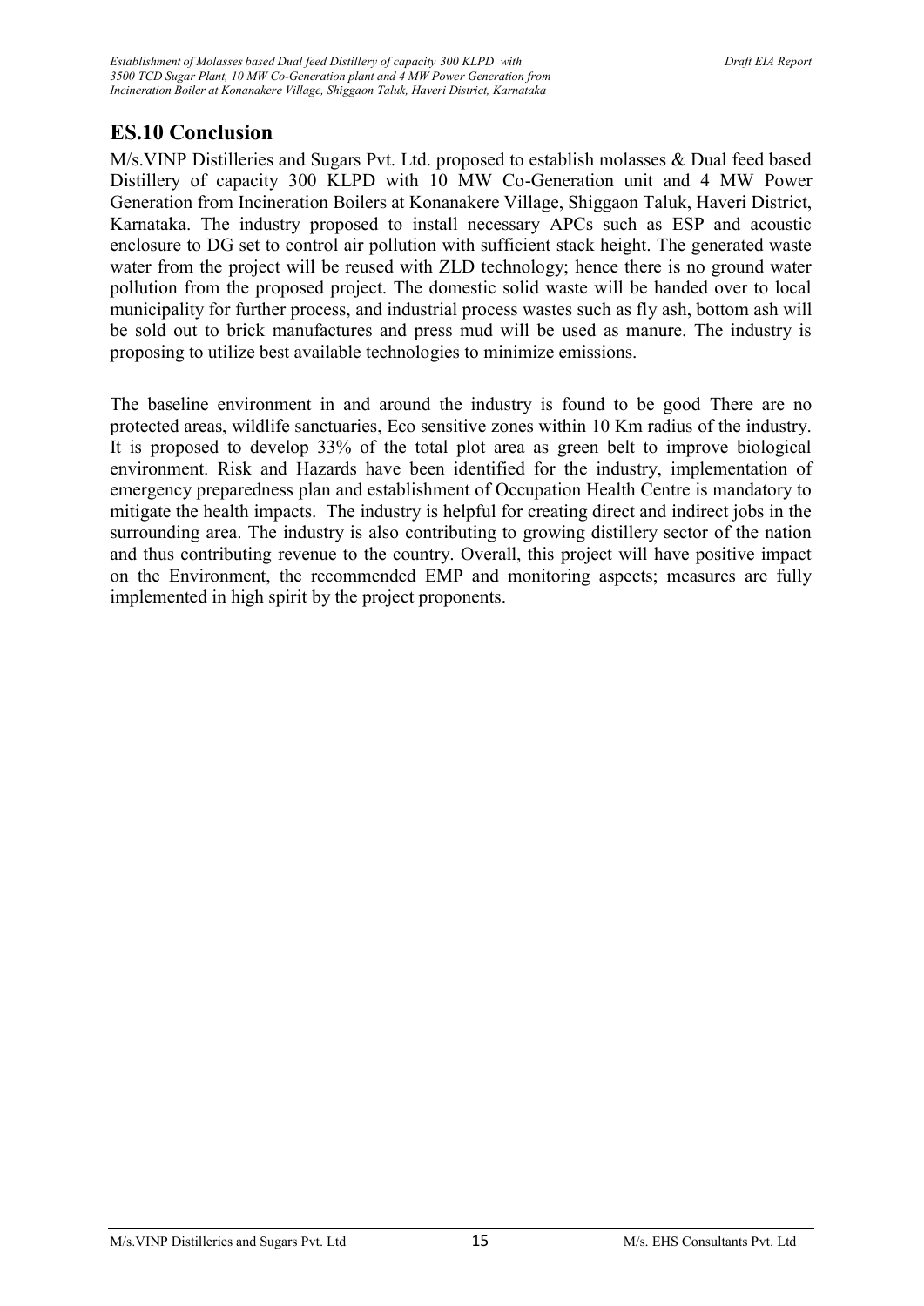## ES.10 Conclusion

M/s.VINP Distilleries and Sugars Pvt. Ltd. proposed to establish molasses & Dual feed based Distillery of capacity 300 KLPD with 10 MW Co-Generation unit and 4 MW Power Generation from Incineration Boilers at Konanakere Village, Shiggaon Taluk, Haveri District, Karnataka. The industry proposed to install necessary APCs such as ESP and acoustic enclosure to DG set to control air pollution with sufficient stack height. The generated waste water from the project will be reused with ZLD technology; hence there is no ground water pollution from the proposed project. The domestic solid waste will be handed over to local municipality for further process, and industrial process wastes such as fly ash, bottom ash will be sold out to brick manufactures and press mud will be used as manure. The industry is proposing to utilize best available technologies to minimize emissions.

The baseline environment in and around the industry is found to be good There are no protected areas, wildlife sanctuaries, Eco sensitive zones within 10 Km radius of the industry. It is proposed to develop 33% of the total plot area as green belt to improve biological environment. Risk and Hazards have been identified for the industry, implementation of emergency preparedness plan and establishment of Occupation Health Centre is mandatory to mitigate the health impacts. The industry is helpful for creating direct and indirect jobs in the surrounding area. The industry is also contributing to growing distillery sector of the nation and thus contributing revenue to the country. Overall, this project will have positive impact on the Environment, the recommended EMP and monitoring aspects; measures are fully implemented in high spirit by the project proponents.